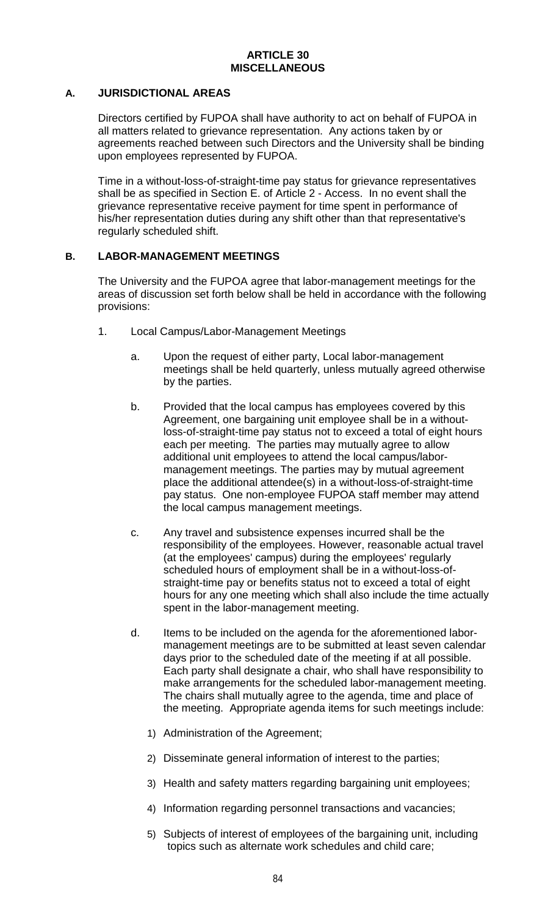# ARTICLE 30
# MISCELLANEOUS

## A. JURISDICTIONAL AREAS

Directors certified by FUPOA shall have authority to act on behalf of FUPOA in all matters related to grievance representation. Any actions taken by or agreements reached between such Directors and the University shall be binding upon employees represented by FUPOA.

Time in a without-loss-of-straight-time pay status for grievance representatives shall be as specified in Section E. of Article 2 - Access. In no event shall the grievance representative receive payment for time spent in performance of his/her representation duties during any shift other than that representative's regularly scheduled shift.

## B. LABOR-MANAGEMENT MEETINGS

The University and the FUPOA agree that labor-management meetings for the areas of discussion set forth below shall be held in accordance with the following provisions:

1. Local Campus/Labor-Management Meetings

   a. Upon the request of either party, Local labor-management meetings shall be held quarterly, unless mutually agreed otherwise by the parties.

   b. Provided that the local campus has employees covered by this Agreement, one bargaining unit employee shall be in a without-loss-of-straight-time pay status not to exceed a total of eight hours each per meeting. The parties may mutually agree to allow additional unit employees to attend the local campus/labor-management meetings. The parties may by mutual agreement place the additional attendee(s) in a without-loss-of-straight-time pay status. One non-employee FUPOA staff member may attend the local campus management meetings.

   c. Any travel and subsistence expenses incurred shall be the responsibility of the employees. However, reasonable actual travel (at the employees' campus) during the employees' regularly scheduled hours of employment shall be in a without-loss-of-straight-time pay or benefits status not to exceed a total of eight hours for any one meeting which shall also include the time actually spent in the labor-management meeting.

   d. Items to be included on the agenda for the aforementioned labor-management meetings are to be submitted at least seven calendar days prior to the scheduled date of the meeting if at all possible. Each party shall designate a chair, who shall have responsibility to make arrangements for the scheduled labor-management meeting. The chairs shall mutually agree to the agenda, time and place of the meeting. Appropriate agenda items for such meetings include:

      1) Administration of the Agreement;

      2) Disseminate general information of interest to the parties;

      3) Health and safety matters regarding bargaining unit employees;

      4) Information regarding personnel transactions and vacancies;

      5) Subjects of interest of employees of the bargaining unit, including topics such as alternate work schedules and child care;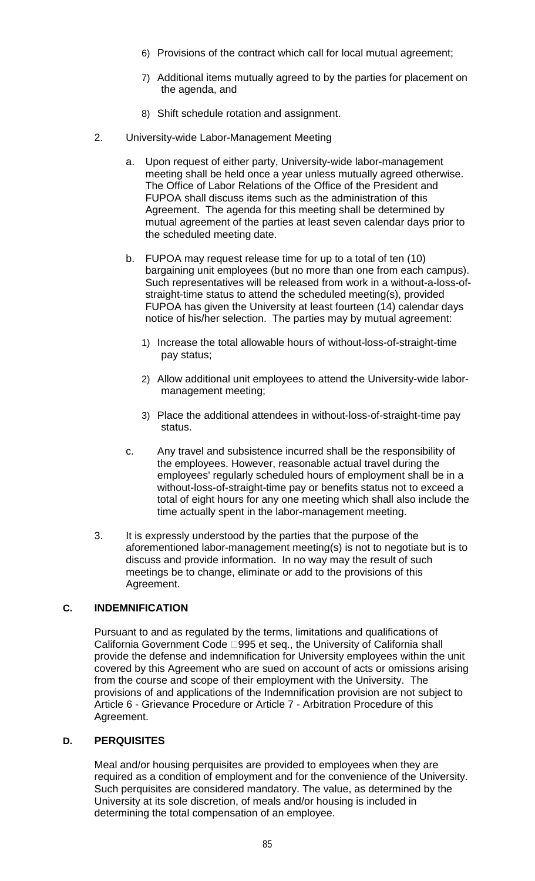6) Provisions of the contract which call for local mutual agreement;

7) Additional items mutually agreed to by the parties for placement on the agenda, and

8) Shift schedule rotation and assignment.

2. University-wide Labor-Management Meeting

   a. Upon request of either party, University-wide labor-management meeting shall be held once a year unless mutually agreed otherwise. The Office of Labor Relations of the Office of the President and FUPOA shall discuss items such as the administration of this Agreement. The agenda for this meeting shall be determined by mutual agreement of the parties at least seven calendar days prior to the scheduled meeting date.

   b. FUPOA may request release time for up to a total of ten (10) bargaining unit employees (but no more than one from each campus). Such representatives will be released from work in a without-a-loss-of-straight-time status to attend the scheduled meeting(s), provided FUPOA has given the University at least fourteen (14) calendar days notice of his/her selection. The parties may by mutual agreement:

      1) Increase the total allowable hours of without-loss-of-straight-time pay status;

      2) Allow additional unit employees to attend the University-wide labor-management meeting;

      3) Place the additional attendees in without-loss-of-straight-time pay status.

   c. Any travel and subsistence incurred shall be the responsibility of the employees. However, reasonable actual travel during the employees' regularly scheduled hours of employment shall be in a without-loss-of-straight-time pay or benefits status not to exceed a total of eight hours for any one meeting which shall also include the time actually spent in the labor-management meeting.

3. It is expressly understood by the parties that the purpose of the aforementioned labor-management meeting(s) is not to negotiate but is to discuss and provide information. In no way may the result of such meetings be to change, eliminate or add to the provisions of this Agreement.

### C. INDEMNIFICATION

Pursuant to and as regulated by the terms, limitations and qualifications of California Government Code §995 et seq., the University of California shall provide the defense and indemnification for University employees within the unit covered by this Agreement who are sued on account of acts or omissions arising from the course and scope of their employment with the University. The provisions of and applications of the Indemnification provision are not subject to Article 6 - Grievance Procedure or Article 7 - Arbitration Procedure of this Agreement.

### D. PERQUISITES

Meal and/or housing perquisites are provided to employees when they are required as a condition of employment and for the convenience of the University. Such perquisites are considered mandatory. The value, as determined by the University at its sole discretion, of meals and/or housing is included in determining the total compensation of an employee.